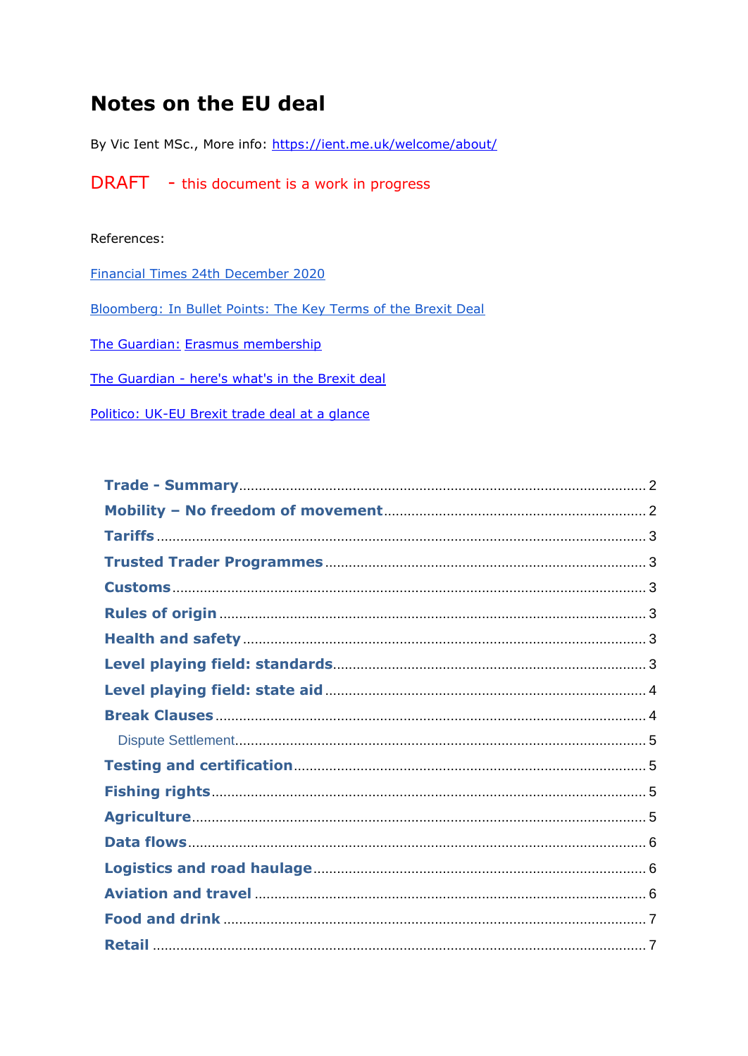# Notes on the EU deal

By Vic Ient MSc., More info: [https://ient.me.uk/welcome/about/](https://ient.me.uk/welcome/about/)

DRAFT - this document is a work in progress

References:

[Financial Times 24th December 2020]()

[Bloomberg: In Bullet Points: The Key Terms of the Brexit Deal]()

[The Guardian:]() [Erasmus membership]()

[The Guardian - here's what's in the Brexit deal]()

[Politico: UK-EU Brexit trade deal at a glance]()

- **Trade - Summary** ........ 2
- **Mobility – No freedom of movement** ........ 2
- **Tariffs** ........ 3
- **Trusted Trader Programmes** ........ 3
- **Customs** ........ 3
- **Rules of origin** ........ 3
- **Health and safety** ........ 3
- **Level playing field: standards** ........ 3
- **Level playing field: state aid** ........ 4
- **Break Clauses** ........ 4
  - Dispute Settlement ........ 5
- **Testing and certification** ........ 5
- **Fishing rights** ........ 5
- **Agriculture** ........ 5
- **Data flows** ........ 6
- **Logistics and road haulage** ........ 6
- **Aviation and travel** ........ 6
- **Food and drink** ........ 7
- **Retail** ........ 7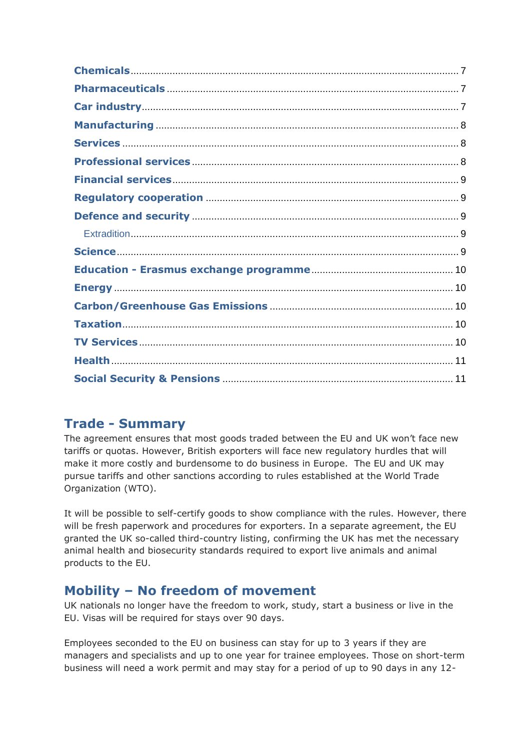- **Chemicals** ... 7
- **Pharmaceuticals** ... 7
- **Car industry** ... 7
- **Manufacturing** ... 8
- **Services** ... 8
- **Professional services** ... 8
- **Financial services** ... 9
- **Regulatory cooperation** ... 9
- **Defence and security** ... 9
  - Extradition ... 9
- **Science** ... 9
- **Education - Erasmus exchange programme** ... 10
- **Energy** ... 10
- **Carbon/Greenhouse Gas Emissions** ... 10
- **Taxation** ... 10
- **TV Services** ... 10
- **Health** ... 11
- **Social Security & Pensions** ... 11

## Trade - Summary

The agreement ensures that most goods traded between the EU and UK won't face new tariffs or quotas. However, British exporters will face new regulatory hurdles that will make it more costly and burdensome to do business in Europe. The EU and UK may pursue tariffs and other sanctions according to rules established at the World Trade Organization (WTO).

It will be possible to self-certify goods to show compliance with the rules. However, there will be fresh paperwork and procedures for exporters. In a separate agreement, the EU granted the UK so-called third-country listing, confirming the UK has met the necessary animal health and biosecurity standards required to export live animals and animal products to the EU.

## Mobility – No freedom of movement

UK nationals no longer have the freedom to work, study, start a business or live in the EU. Visas will be required for stays over 90 days.

Employees seconded to the EU on business can stay for up to 3 years if they are managers and specialists and up to one year for trainee employees. Those on short-term business will need a work permit and may stay for a period of up to 90 days in any 12-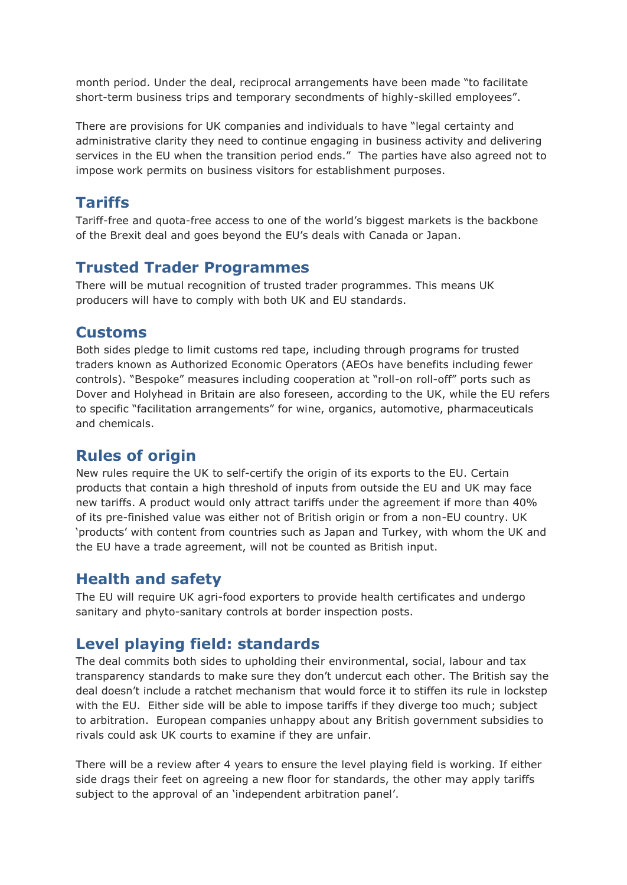month period. Under the deal, reciprocal arrangements have been made "to facilitate short-term business trips and temporary secondments of highly-skilled employees".

There are provisions for UK companies and individuals to have "legal certainty and administrative clarity they need to continue engaging in business activity and delivering services in the EU when the transition period ends." The parties have also agreed not to impose work permits on business visitors for establishment purposes.

## Tariffs

Tariff-free and quota-free access to one of the world's biggest markets is the backbone of the Brexit deal and goes beyond the EU's deals with Canada or Japan.

## Trusted Trader Programmes

There will be mutual recognition of trusted trader programmes. This means UK producers will have to comply with both UK and EU standards.

## Customs

Both sides pledge to limit customs red tape, including through programs for trusted traders known as Authorized Economic Operators (AEOs have benefits including fewer controls). "Bespoke" measures including cooperation at "roll-on roll-off" ports such as Dover and Holyhead in Britain are also foreseen, according to the UK, while the EU refers to specific "facilitation arrangements" for wine, organics, automotive, pharmaceuticals and chemicals.

## Rules of origin

New rules require the UK to self-certify the origin of its exports to the EU. Certain products that contain a high threshold of inputs from outside the EU and UK may face new tariffs. A product would only attract tariffs under the agreement if more than 40% of its pre-finished value was either not of British origin or from a non-EU country. UK 'products' with content from countries such as Japan and Turkey, with whom the UK and the EU have a trade agreement, will not be counted as British input.

## Health and safety

The EU will require UK agri-food exporters to provide health certificates and undergo sanitary and phyto-sanitary controls at border inspection posts.

## Level playing field: standards

The deal commits both sides to upholding their environmental, social, labour and tax transparency standards to make sure they don't undercut each other. The British say the deal doesn't include a ratchet mechanism that would force it to stiffen its rule in lockstep with the EU. Either side will be able to impose tariffs if they diverge too much; subject to arbitration. European companies unhappy about any British government subsidies to rivals could ask UK courts to examine if they are unfair.

There will be a review after 4 years to ensure the level playing field is working. If either side drags their feet on agreeing a new floor for standards, the other may apply tariffs subject to the approval of an 'independent arbitration panel'.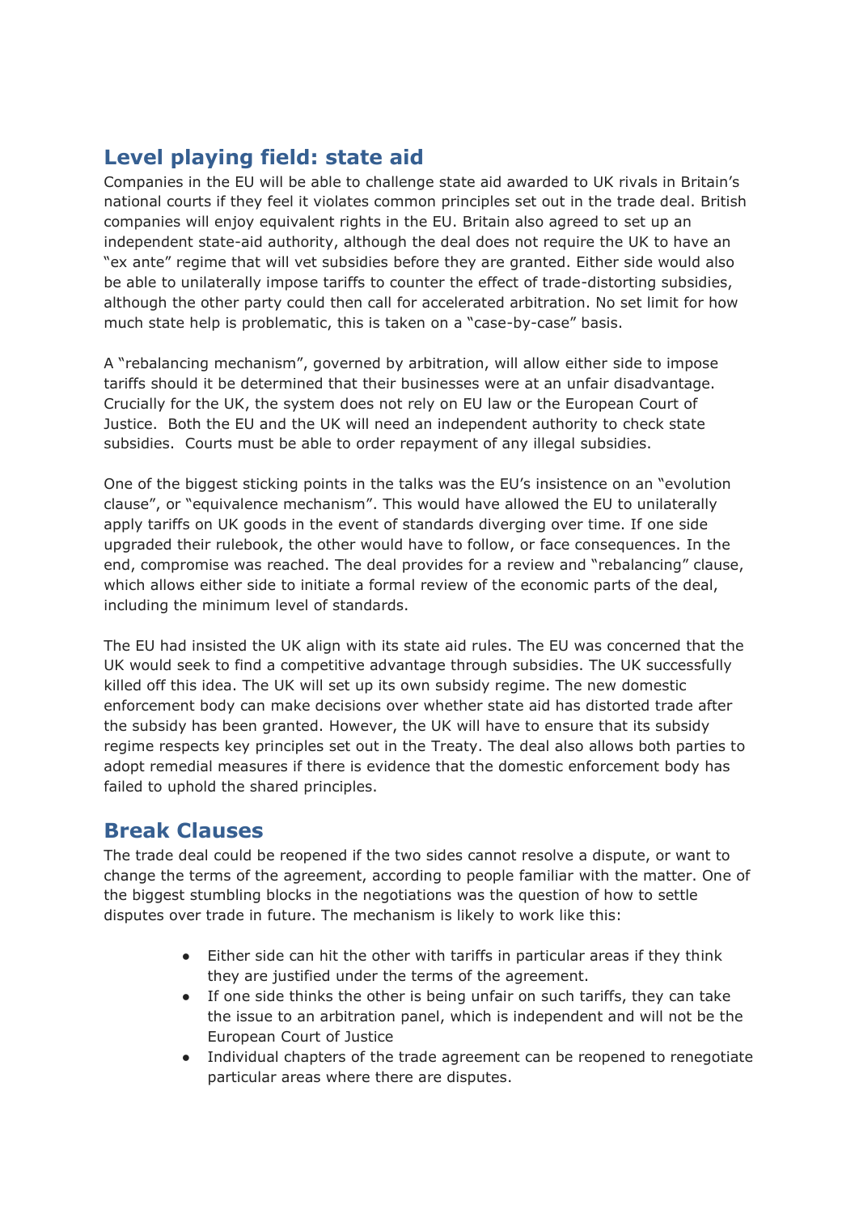## Level playing field: state aid

Companies in the EU will be able to challenge state aid awarded to UK rivals in Britain's national courts if they feel it violates common principles set out in the trade deal. British companies will enjoy equivalent rights in the EU. Britain also agreed to set up an independent state-aid authority, although the deal does not require the UK to have an "ex ante" regime that will vet subsidies before they are granted. Either side would also be able to unilaterally impose tariffs to counter the effect of trade-distorting subsidies, although the other party could then call for accelerated arbitration. No set limit for how much state help is problematic, this is taken on a "case-by-case" basis.

A "rebalancing mechanism", governed by arbitration, will allow either side to impose tariffs should it be determined that their businesses were at an unfair disadvantage. Crucially for the UK, the system does not rely on EU law or the European Court of Justice. Both the EU and the UK will need an independent authority to check state subsidies. Courts must be able to order repayment of any illegal subsidies.

One of the biggest sticking points in the talks was the EU's insistence on an "evolution clause", or "equivalence mechanism". This would have allowed the EU to unilaterally apply tariffs on UK goods in the event of standards diverging over time. If one side upgraded their rulebook, the other would have to follow, or face consequences. In the end, compromise was reached. The deal provides for a review and "rebalancing" clause, which allows either side to initiate a formal review of the economic parts of the deal, including the minimum level of standards.

The EU had insisted the UK align with its state aid rules. The EU was concerned that the UK would seek to find a competitive advantage through subsidies. The UK successfully killed off this idea. The UK will set up its own subsidy regime. The new domestic enforcement body can make decisions over whether state aid has distorted trade after the subsidy has been granted. However, the UK will have to ensure that its subsidy regime respects key principles set out in the Treaty. The deal also allows both parties to adopt remedial measures if there is evidence that the domestic enforcement body has failed to uphold the shared principles.

## Break Clauses

The trade deal could be reopened if the two sides cannot resolve a dispute, or want to change the terms of the agreement, according to people familiar with the matter. One of the biggest stumbling blocks in the negotiations was the question of how to settle disputes over trade in future. The mechanism is likely to work like this:

- Either side can hit the other with tariffs in particular areas if they think they are justified under the terms of the agreement.
- If one side thinks the other is being unfair on such tariffs, they can take the issue to an arbitration panel, which is independent and will not be the European Court of Justice
- Individual chapters of the trade agreement can be reopened to renegotiate particular areas where there are disputes.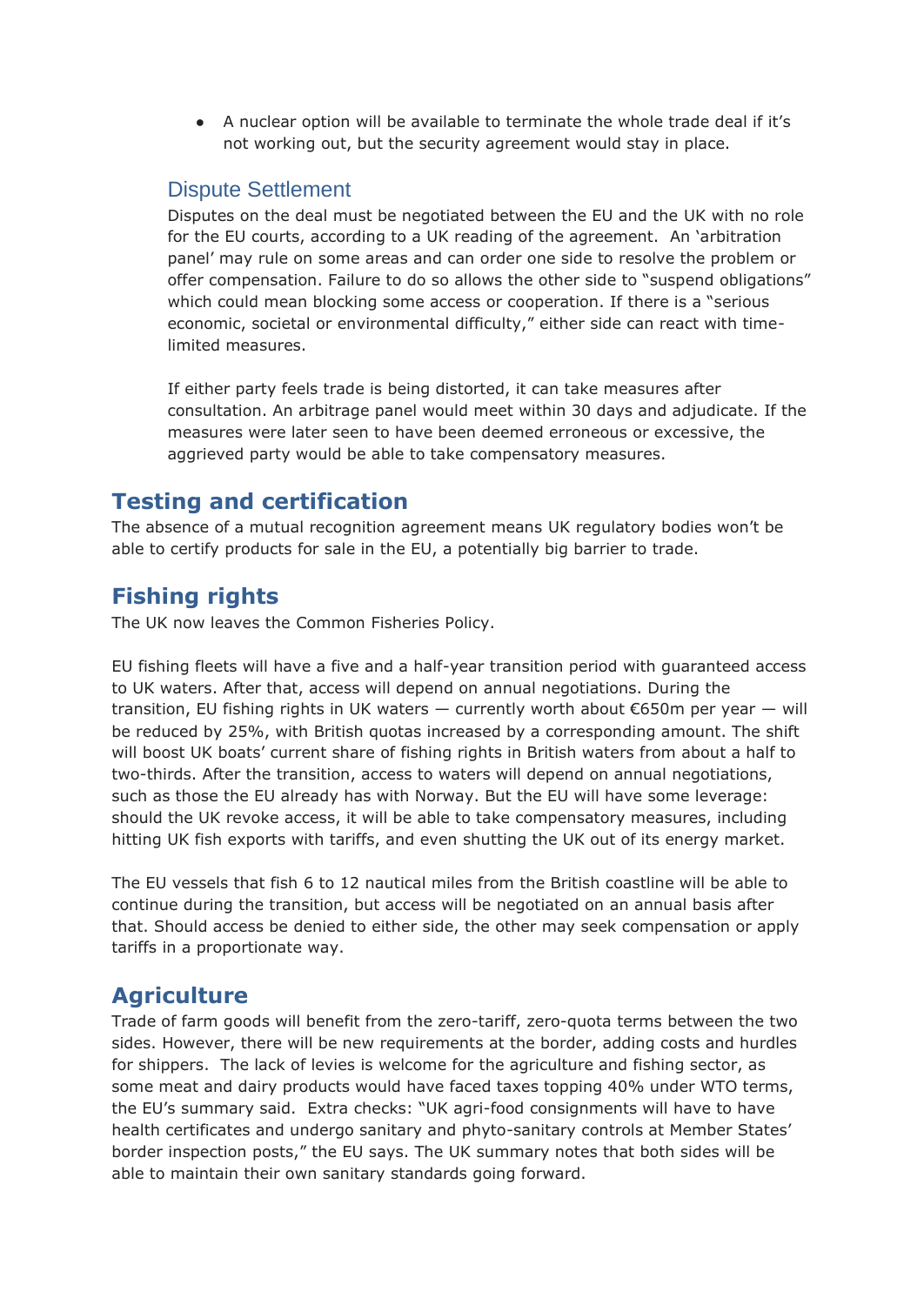- A nuclear option will be available to terminate the whole trade deal if it's not working out, but the security agreement would stay in place.

### Dispute Settlement

Disputes on the deal must be negotiated between the EU and the UK with no role for the EU courts, according to a UK reading of the agreement. An 'arbitration panel' may rule on some areas and can order one side to resolve the problem or offer compensation. Failure to do so allows the other side to "suspend obligations" which could mean blocking some access or cooperation. If there is a "serious economic, societal or environmental difficulty," either side can react with time-limited measures.

If either party feels trade is being distorted, it can take measures after consultation. An arbitrage panel would meet within 30 days and adjudicate. If the measures were later seen to have been deemed erroneous or excessive, the aggrieved party would be able to take compensatory measures.

## Testing and certification

The absence of a mutual recognition agreement means UK regulatory bodies won't be able to certify products for sale in the EU, a potentially big barrier to trade.

## Fishing rights

The UK now leaves the Common Fisheries Policy.

EU fishing fleets will have a five and a half-year transition period with guaranteed access to UK waters. After that, access will depend on annual negotiations. During the transition, EU fishing rights in UK waters — currently worth about €650m per year — will be reduced by 25%, with British quotas increased by a corresponding amount. The shift will boost UK boats' current share of fishing rights in British waters from about a half to two-thirds. After the transition, access to waters will depend on annual negotiations, such as those the EU already has with Norway. But the EU will have some leverage: should the UK revoke access, it will be able to take compensatory measures, including hitting UK fish exports with tariffs, and even shutting the UK out of its energy market.

The EU vessels that fish 6 to 12 nautical miles from the British coastline will be able to continue during the transition, but access will be negotiated on an annual basis after that. Should access be denied to either side, the other may seek compensation or apply tariffs in a proportionate way.

## Agriculture

Trade of farm goods will benefit from the zero-tariff, zero-quota terms between the two sides. However, there will be new requirements at the border, adding costs and hurdles for shippers. The lack of levies is welcome for the agriculture and fishing sector, as some meat and dairy products would have faced taxes topping 40% under WTO terms, the EU's summary said. Extra checks: "UK agri-food consignments will have to have health certificates and undergo sanitary and phyto-sanitary controls at Member States' border inspection posts," the EU says. The UK summary notes that both sides will be able to maintain their own sanitary standards going forward.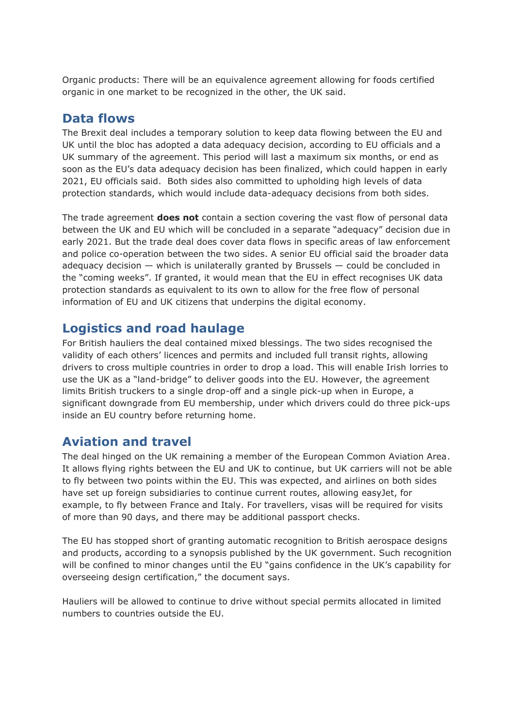Organic products: There will be an equivalence agreement allowing for foods certified organic in one market to be recognized in the other, the UK said.

## Data flows

The Brexit deal includes a temporary solution to keep data flowing between the EU and UK until the bloc has adopted a data adequacy decision, according to EU officials and a UK summary of the agreement. This period will last a maximum six months, or end as soon as the EU's data adequacy decision has been finalized, which could happen in early 2021, EU officials said. Both sides also committed to upholding high levels of data protection standards, which would include data-adequacy decisions from both sides.

The trade agreement **does not** contain a section covering the vast flow of personal data between the UK and EU which will be concluded in a separate "adequacy" decision due in early 2021. But the trade deal does cover data flows in specific areas of law enforcement and police co-operation between the two sides. A senior EU official said the broader data adequacy decision — which is unilaterally granted by Brussels — could be concluded in the "coming weeks". If granted, it would mean that the EU in effect recognises UK data protection standards as equivalent to its own to allow for the free flow of personal information of EU and UK citizens that underpins the digital economy.

## Logistics and road haulage

For British hauliers the deal contained mixed blessings. The two sides recognised the validity of each others' licences and permits and included full transit rights, allowing drivers to cross multiple countries in order to drop a load. This will enable Irish lorries to use the UK as a "land-bridge" to deliver goods into the EU. However, the agreement limits British truckers to a single drop-off and a single pick-up when in Europe, a significant downgrade from EU membership, under which drivers could do three pick-ups inside an EU country before returning home.

## Aviation and travel

The deal hinged on the UK remaining a member of the European Common Aviation Area. It allows flying rights between the EU and UK to continue, but UK carriers will not be able to fly between two points within the EU. This was expected, and airlines on both sides have set up foreign subsidiaries to continue current routes, allowing easyJet, for example, to fly between France and Italy. For travellers, visas will be required for visits of more than 90 days, and there may be additional passport checks.

The EU has stopped short of granting automatic recognition to British aerospace designs and products, according to a synopsis published by the UK government. Such recognition will be confined to minor changes until the EU "gains confidence in the UK's capability for overseeing design certification," the document says.

Hauliers will be allowed to continue to drive without special permits allocated in limited numbers to countries outside the EU.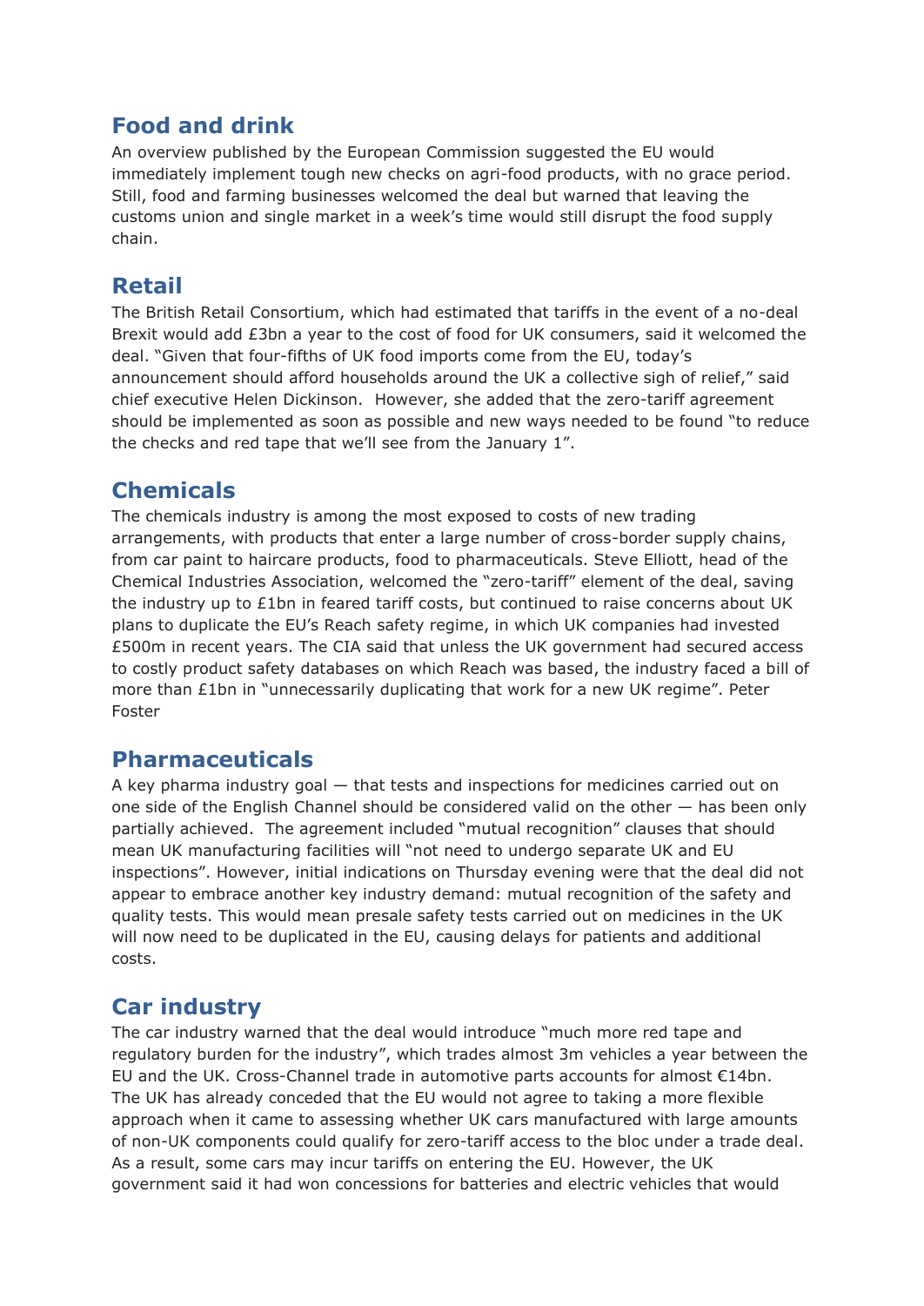## Food and drink

An overview published by the European Commission suggested the EU would immediately implement tough new checks on agri-food products, with no grace period. Still, food and farming businesses welcomed the deal but warned that leaving the customs union and single market in a week's time would still disrupt the food supply chain.

## Retail

The British Retail Consortium, which had estimated that tariffs in the event of a no-deal Brexit would add £3bn a year to the cost of food for UK consumers, said it welcomed the deal. "Given that four-fifths of UK food imports come from the EU, today's announcement should afford households around the UK a collective sigh of relief," said chief executive Helen Dickinson. However, she added that the zero-tariff agreement should be implemented as soon as possible and new ways needed to be found "to reduce the checks and red tape that we'll see from the January 1".

## Chemicals

The chemicals industry is among the most exposed to costs of new trading arrangements, with products that enter a large number of cross-border supply chains, from car paint to haircare products, food to pharmaceuticals. Steve Elliott, head of the Chemical Industries Association, welcomed the "zero-tariff" element of the deal, saving the industry up to £1bn in feared tariff costs, but continued to raise concerns about UK plans to duplicate the EU's Reach safety regime, in which UK companies had invested £500m in recent years. The CIA said that unless the UK government had secured access to costly product safety databases on which Reach was based, the industry faced a bill of more than £1bn in "unnecessarily duplicating that work for a new UK regime". Peter Foster

## Pharmaceuticals

A key pharma industry goal — that tests and inspections for medicines carried out on one side of the English Channel should be considered valid on the other — has been only partially achieved. The agreement included "mutual recognition" clauses that should mean UK manufacturing facilities will "not need to undergo separate UK and EU inspections". However, initial indications on Thursday evening were that the deal did not appear to embrace another key industry demand: mutual recognition of the safety and quality tests. This would mean presale safety tests carried out on medicines in the UK will now need to be duplicated in the EU, causing delays for patients and additional costs.

## Car industry

The car industry warned that the deal would introduce "much more red tape and regulatory burden for the industry", which trades almost 3m vehicles a year between the EU and the UK. Cross-Channel trade in automotive parts accounts for almost €14bn. The UK has already conceded that the EU would not agree to taking a more flexible approach when it came to assessing whether UK cars manufactured with large amounts of non-UK components could qualify for zero-tariff access to the bloc under a trade deal. As a result, some cars may incur tariffs on entering the EU. However, the UK government said it had won concessions for batteries and electric vehicles that would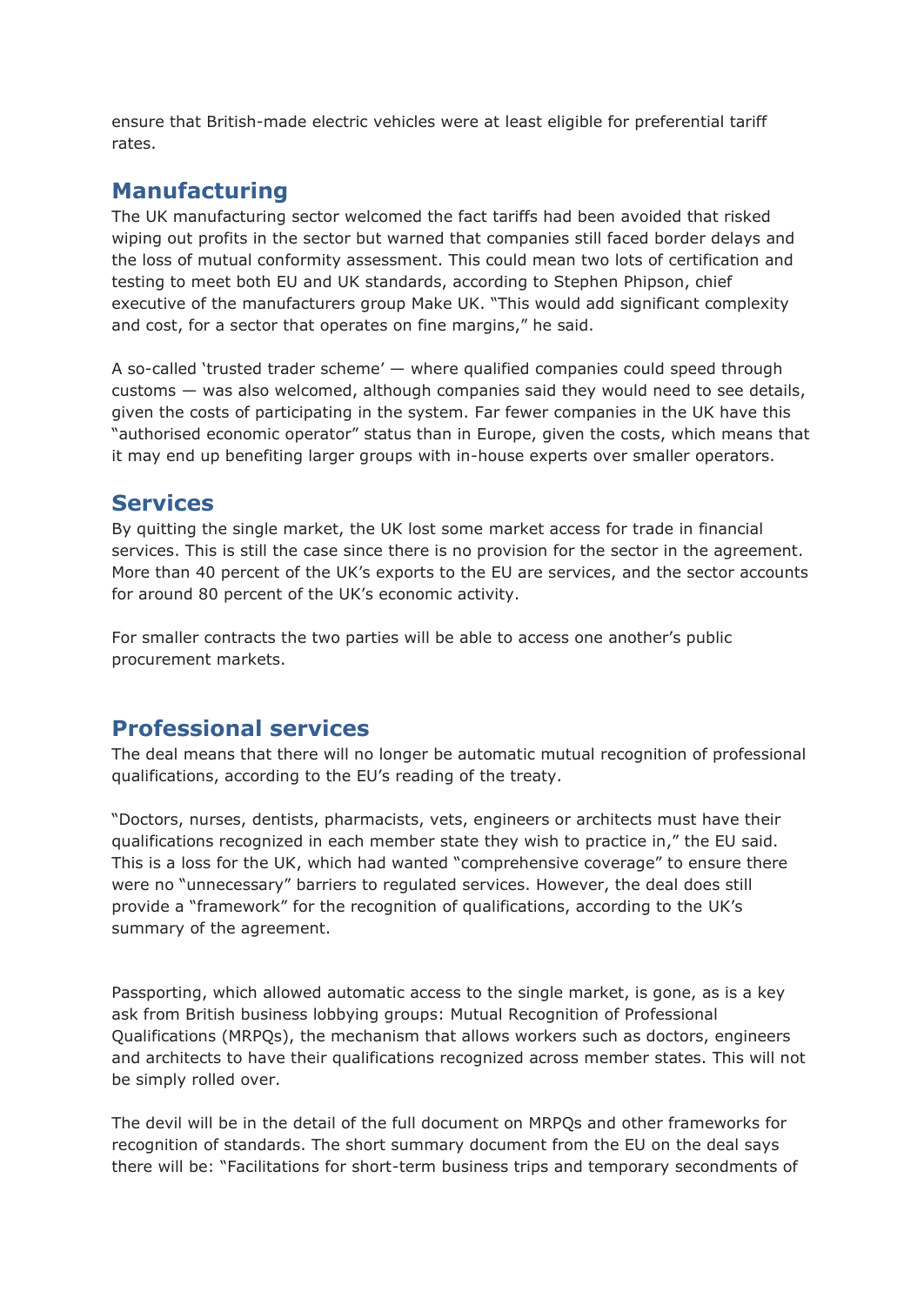ensure that British-made electric vehicles were at least eligible for preferential tariff rates.

## Manufacturing

The UK manufacturing sector welcomed the fact tariffs had been avoided that risked wiping out profits in the sector but warned that companies still faced border delays and the loss of mutual conformity assessment. This could mean two lots of certification and testing to meet both EU and UK standards, according to Stephen Phipson, chief executive of the manufacturers group Make UK. "This would add significant complexity and cost, for a sector that operates on fine margins," he said.

A so-called 'trusted trader scheme' — where qualified companies could speed through customs — was also welcomed, although companies said they would need to see details, given the costs of participating in the system. Far fewer companies in the UK have this "authorised economic operator" status than in Europe, given the costs, which means that it may end up benefiting larger groups with in-house experts over smaller operators.

## Services

By quitting the single market, the UK lost some market access for trade in financial services. This is still the case since there is no provision for the sector in the agreement. More than 40 percent of the UK's exports to the EU are services, and the sector accounts for around 80 percent of the UK's economic activity.

For smaller contracts the two parties will be able to access one another's public procurement markets.

## Professional services

The deal means that there will no longer be automatic mutual recognition of professional qualifications, according to the EU's reading of the treaty.

"Doctors, nurses, dentists, pharmacists, vets, engineers or architects must have their qualifications recognized in each member state they wish to practice in," the EU said. This is a loss for the UK, which had wanted "comprehensive coverage" to ensure there were no "unnecessary" barriers to regulated services. However, the deal does still provide a "framework" for the recognition of qualifications, according to the UK's summary of the agreement.

Passporting, which allowed automatic access to the single market, is gone, as is a key ask from British business lobbying groups: Mutual Recognition of Professional Qualifications (MRPQs), the mechanism that allows workers such as doctors, engineers and architects to have their qualifications recognized across member states. This will not be simply rolled over.

The devil will be in the detail of the full document on MRPQs and other frameworks for recognition of standards. The short summary document from the EU on the deal says there will be: "Facilitations for short-term business trips and temporary secondments of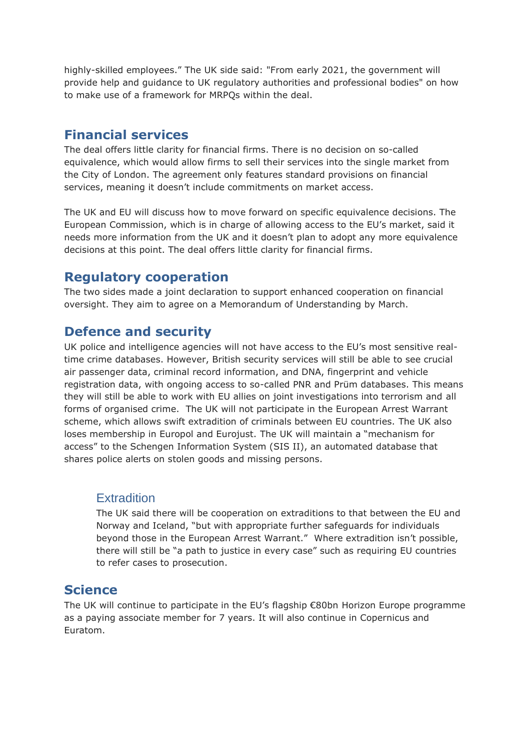highly-skilled employees." The UK side said: "From early 2021, the government will provide help and guidance to UK regulatory authorities and professional bodies" on how to make use of a framework for MRPQs within the deal.

## Financial services

The deal offers little clarity for financial firms. There is no decision on so-called equivalence, which would allow firms to sell their services into the single market from the City of London. The agreement only features standard provisions on financial services, meaning it doesn't include commitments on market access.

The UK and EU will discuss how to move forward on specific equivalence decisions. The European Commission, which is in charge of allowing access to the EU's market, said it needs more information from the UK and it doesn't plan to adopt any more equivalence decisions at this point. The deal offers little clarity for financial firms.

## Regulatory cooperation

The two sides made a joint declaration to support enhanced cooperation on financial oversight. They aim to agree on a Memorandum of Understanding by March.

## Defence and security

UK police and intelligence agencies will not have access to the EU's most sensitive real-time crime databases. However, British security services will still be able to see crucial air passenger data, criminal record information, and DNA, fingerprint and vehicle registration data, with ongoing access to so-called PNR and Prüm databases. This means they will still be able to work with EU allies on joint investigations into terrorism and all forms of organised crime. The UK will not participate in the European Arrest Warrant scheme, which allows swift extradition of criminals between EU countries. The UK also loses membership in Europol and Eurojust. The UK will maintain a "mechanism for access" to the Schengen Information System (SIS II), an automated database that shares police alerts on stolen goods and missing persons.

### Extradition

The UK said there will be cooperation on extraditions to that between the EU and Norway and Iceland, "but with appropriate further safeguards for individuals beyond those in the European Arrest Warrant." Where extradition isn't possible, there will still be "a path to justice in every case" such as requiring EU countries to refer cases to prosecution.

## Science

The UK will continue to participate in the EU's flagship €80bn Horizon Europe programme as a paying associate member for 7 years. It will also continue in Copernicus and Euratom.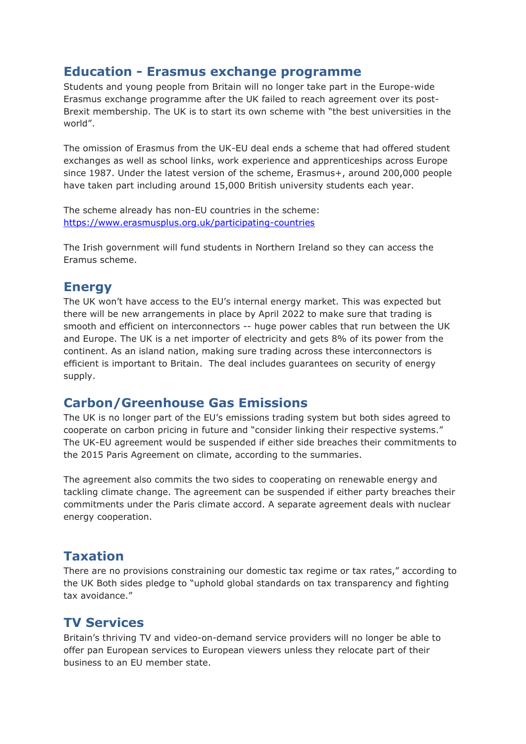## Education - Erasmus exchange programme

Students and young people from Britain will no longer take part in the Europe-wide Erasmus exchange programme after the UK failed to reach agreement over its post-Brexit membership. The UK is to start its own scheme with "the best universities in the world".

The omission of Erasmus from the UK-EU deal ends a scheme that had offered student exchanges as well as school links, work experience and apprenticeships across Europe since 1987. Under the latest version of the scheme, Erasmus+, around 200,000 people have taken part including around 15,000 British university students each year.

The scheme already has non-EU countries in the scheme: https://www.erasmusplus.org.uk/participating-countries

The Irish government will fund students in Northern Ireland so they can access the Eramus scheme.

## Energy

The UK won't have access to the EU's internal energy market. This was expected but there will be new arrangements in place by April 2022 to make sure that trading is smooth and efficient on interconnectors -- huge power cables that run between the UK and Europe. The UK is a net importer of electricity and gets 8% of its power from the continent. As an island nation, making sure trading across these interconnectors is efficient is important to Britain. The deal includes guarantees on security of energy supply.

## Carbon/Greenhouse Gas Emissions

The UK is no longer part of the EU's emissions trading system but both sides agreed to cooperate on carbon pricing in future and "consider linking their respective systems." The UK-EU agreement would be suspended if either side breaches their commitments to the 2015 Paris Agreement on climate, according to the summaries.

The agreement also commits the two sides to cooperating on renewable energy and tackling climate change. The agreement can be suspended if either party breaches their commitments under the Paris climate accord. A separate agreement deals with nuclear energy cooperation.

## Taxation

There are no provisions constraining our domestic tax regime or tax rates," according to the UK Both sides pledge to "uphold global standards on tax transparency and fighting tax avoidance."

## TV Services

Britain's thriving TV and video-on-demand service providers will no longer be able to offer pan European services to European viewers unless they relocate part of their business to an EU member state.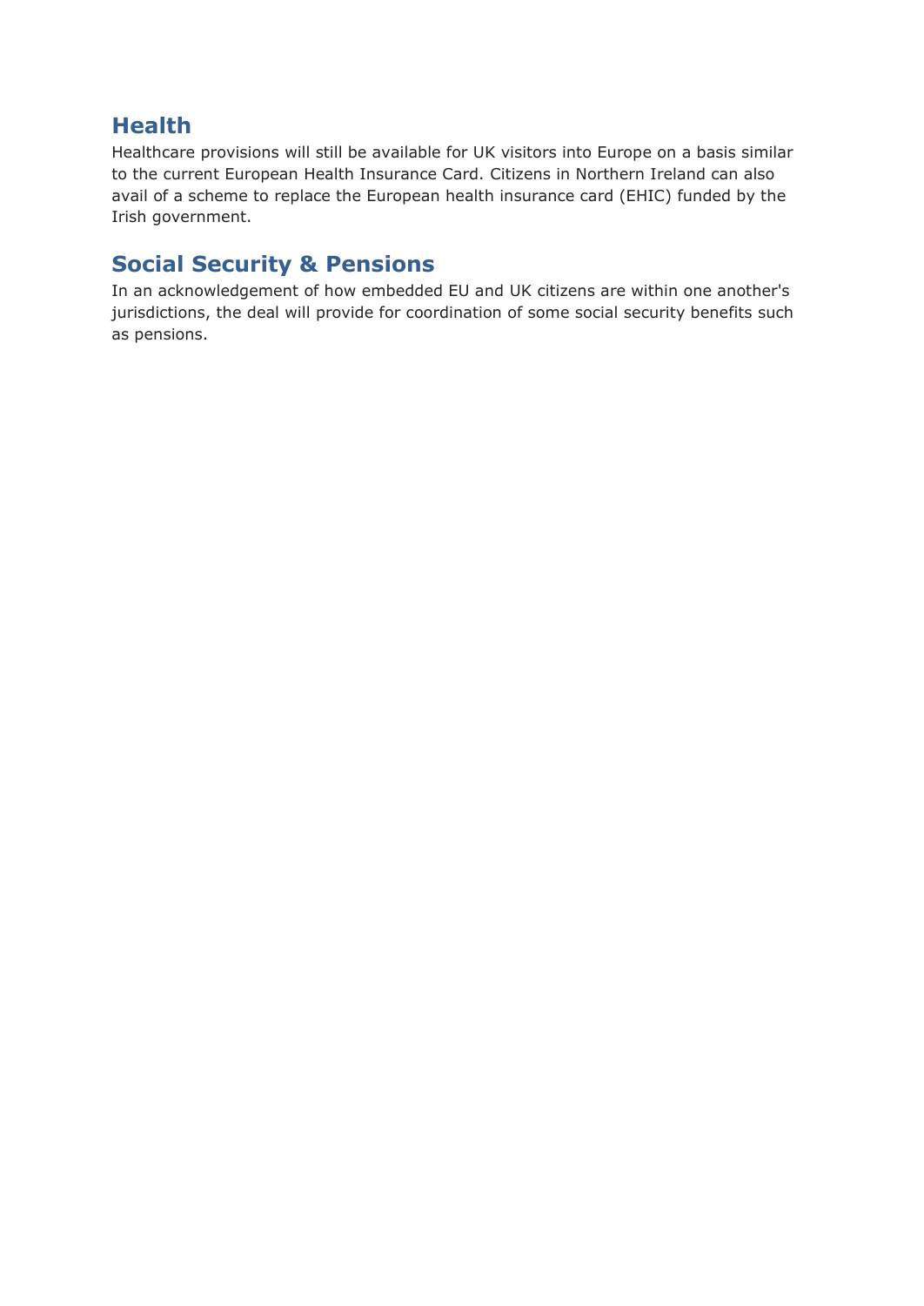## Health

Healthcare provisions will still be available for UK visitors into Europe on a basis similar to the current European Health Insurance Card. Citizens in Northern Ireland can also avail of a scheme to replace the European health insurance card (EHIC) funded by the Irish government.

## Social Security & Pensions

In an acknowledgement of how embedded EU and UK citizens are within one another's jurisdictions, the deal will provide for coordination of some social security benefits such as pensions.